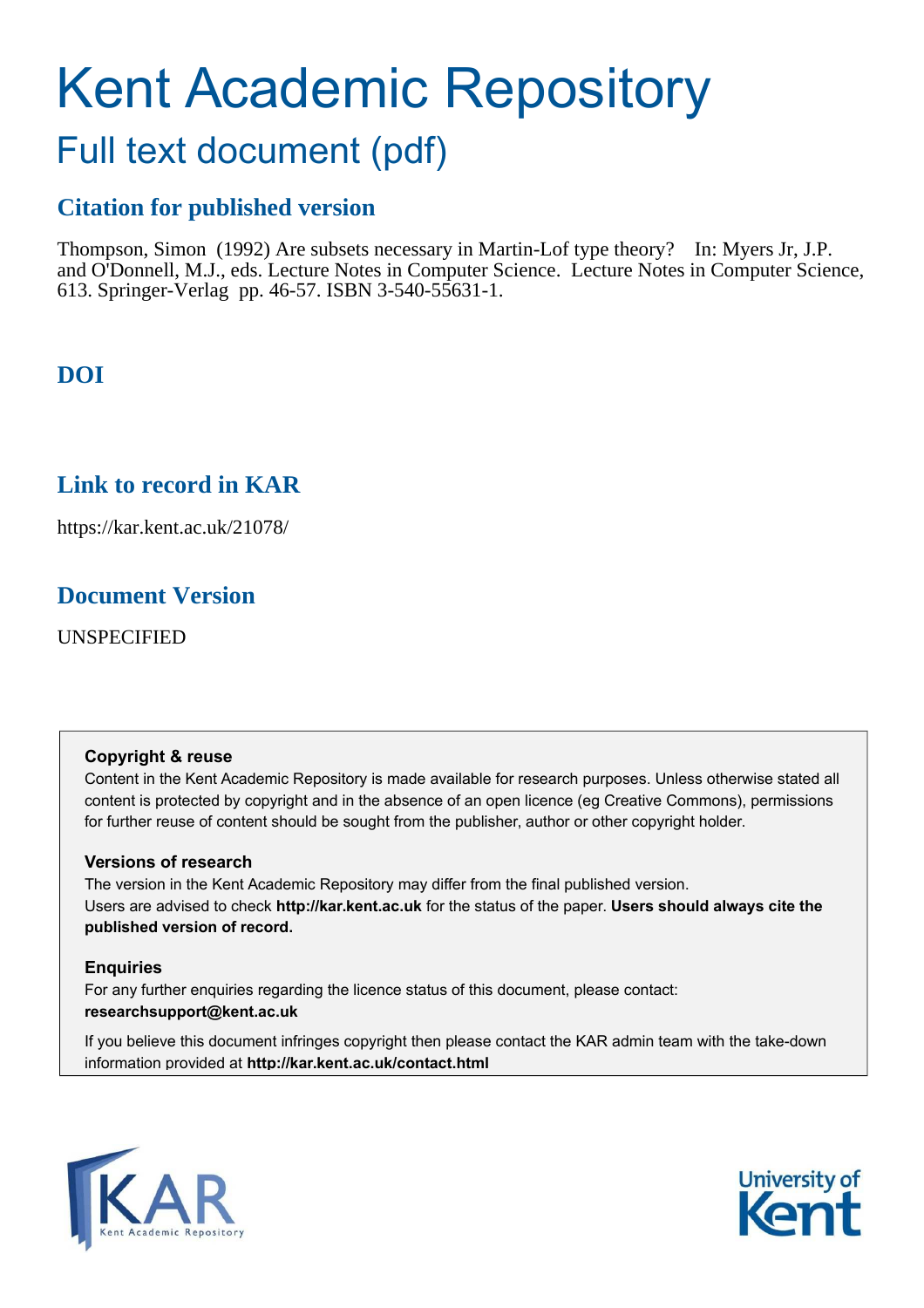# Kent Academic Repository

## Full text document (pdf)

### Citation for published version

Thompson, Simon (1992) Are subsets necessary in Martin-Lof type theory? In: Myers Jr, J.P. and O'Donnell, M.J., eds. Lecture Notes in Computer Science. Lecture Notes in Computer Science, 613. Springer-Verlag pp. 46-57. ISBN 3-540-55631-1.

### DOI

### Link to record in KAR

https://kar.kent.ac.uk/21078/

### Document Version

UNSPECIFIED

**Copyright & reuse**

Content in the Kent Academic Repository is made available for research purposes. Unless otherwise stated all content is protected by copyright and in the absence of an open licence (eg Creative Commons), permissions for further reuse of content should be sought from the publisher, author or other copyright holder.

**Versions of research**

The version in the Kent Academic Repository may differ from the final published version. Users are advised to check **http://kar.kent.ac.uk** for the status of the paper. **Users should always cite the published version of record.**

**Enquiries**

For any further enquiries regarding the licence status of this document, please contact: **researchsupport@kent.ac.uk**

If you believe this document infringes copyright then please contact the KAR admin team with the take-down information provided at **http://kar.kent.ac.uk/contact.html**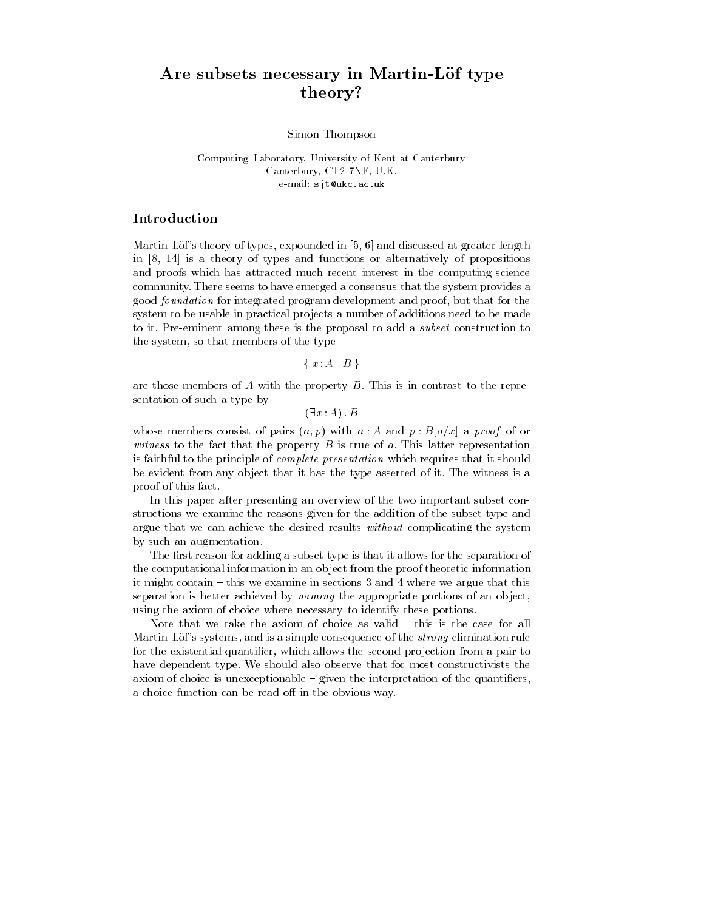# Are subsets necessary in Martin-Löf type theory?

Simon Thompson

Computing Laboratory, University of Kent at Canterbury
Canterbury, CT2 7NF, U.K.
e-mail: sjt@ukc.ac.uk

## Introduction

Martin-Löf's theory of types, expounded in [5, 6] and discussed at greater length in [8, 14] is a theory of types and functions or alternatively of propositions and proofs which has attracted much recent interest in the computing science community. There seems to have emerged a consensus that the system provides a good *foundation* for integrated program development and proof, but that for the system to be usable in practical projects a number of additions need to be made to it. Pre-eminent among these is the proposal to add a *subset* construction to the system, so that members of the type

$$\{\, x\!:\!A \mid B \,\}$$

are those members of $A$ with the property $B$. This is in contrast to the representation of such a type by

$$(\exists x\!:\!A)\,.\,B$$

whose members consist of pairs $(a, p)$ with $a : A$ and $p : B[a/x]$ a *proof* of or *witness* to the fact that the property $B$ is true of $a$. This latter representation is faithful to the principle of *complete presentation* which requires that it should be evident from any object that it has the type asserted of it. The witness is a proof of this fact.

In this paper after presenting an overview of the two important subset constructions we examine the reasons given for the addition of the subset type and argue that we can achieve the desired results *without* complicating the system by such an augmentation.

The first reason for adding a subset type is that it allows for the separation of the computational information in an object from the proof theoretic information it might contain – this we examine in sections 3 and 4 where we argue that this separation is better achieved by *naming* the appropriate portions of an object, using the axiom of choice where necessary to identify these portions.

Note that we take the axiom of choice as valid – this is the case for all Martin-Löf's systems, and is a simple consequence of the *strong* elimination rule for the existential quantifier, which allows the second projection from a pair to have dependent type. We should also observe that for most constructivists the axiom of choice is unexceptionable – given the interpretation of the quantifiers, a choice function can be read off in the obvious way.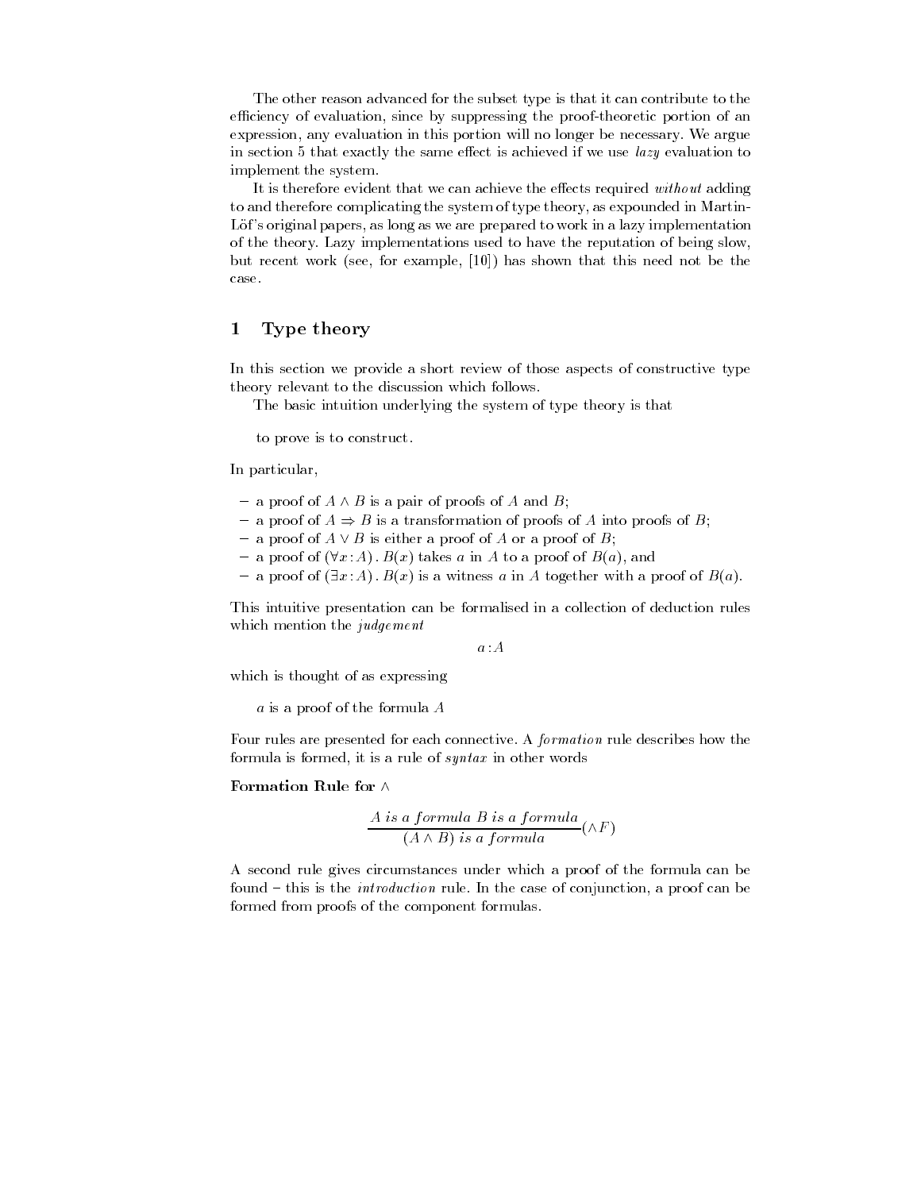The other reason advanced for the subset type is that it can contribute to the efficiency of evaluation, since by suppressing the proof-theoretic portion of an expression, any evaluation in this portion will no longer be necessary. We argue in section 5 that exactly the same effect is achieved if we use *lazy* evaluation to implement the system.

It is therefore evident that we can achieve the effects required *without* adding to and therefore complicating the system of type theory, as expounded in Martin-Löf's original papers, as long as we are prepared to work in a lazy implementation of the theory. Lazy implementations used to have the reputation of being slow, but recent work (see, for example, [10]) has shown that this need not be the case.

## 1 Type theory

In this section we provide a short review of those aspects of constructive type theory relevant to the discussion which follows.

The basic intuition underlying the system of type theory is that

> to prove is to construct.

In particular,

- a proof of $A \wedge B$ is a pair of proofs of $A$ and $B$;
- a proof of $A \Rightarrow B$ is a transformation of proofs of $A$ into proofs of $B$;
- a proof of $A \vee B$ is either a proof of $A$ or a proof of $B$;
- a proof of $(\forall x : A) . B(x)$ takes $a$ in $A$ to a proof of $B(a)$, and
- a proof of $(\exists x : A) . B(x)$ is a witness $a$ in $A$ together with a proof of $B(a)$.

This intuitive presentation can be formalised in a collection of deduction rules which mention the *judgement*

$$a : A$$

which is thought of as expressing

> $a$ is a proof of the formula $A$

Four rules are presented for each connective. A *formation* rule describes how the formula is formed, it is a rule of *syntax* in other words

**Formation Rule for $\wedge$**

$$\frac{A \textit{ is a formula} \quad B \textit{ is a formula}}{(A \wedge B) \textit{ is a formula}} (\wedge F)$$

A second rule gives circumstances under which a proof of the formula can be found – this is the *introduction* rule. In the case of conjunction, a proof can be formed from proofs of the component formulas.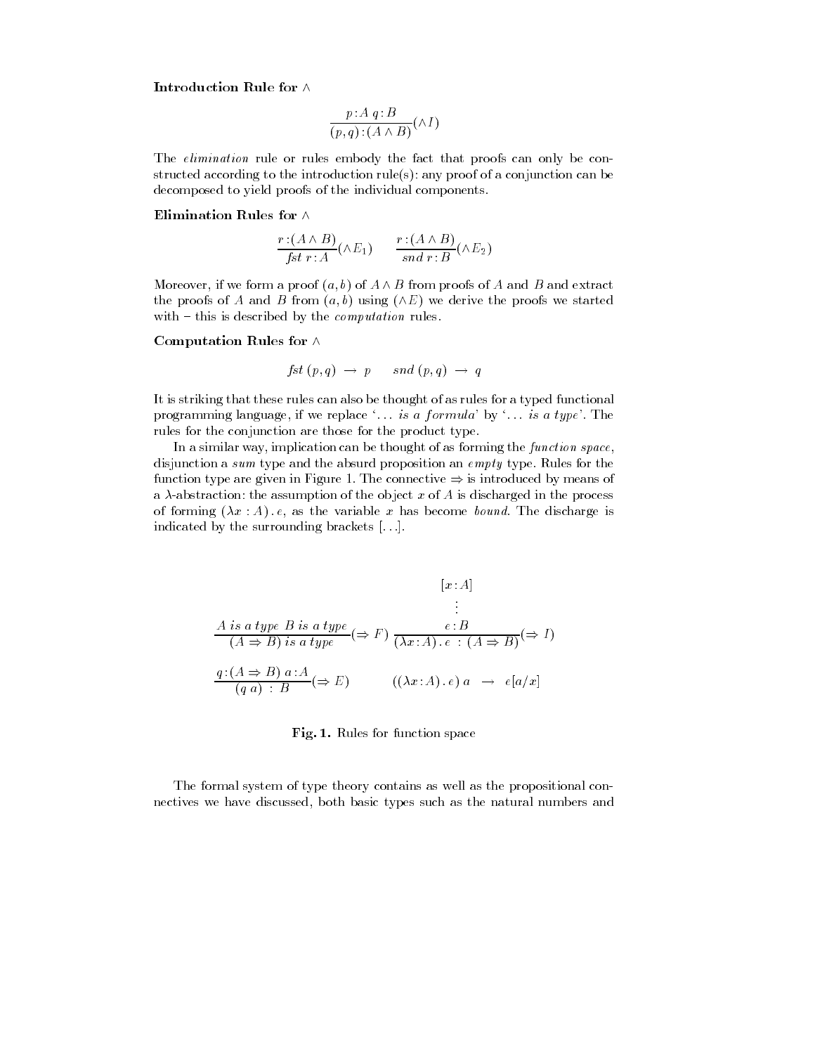**Introduction Rule for $\wedge$**

$$\frac{p:A \quad q:B}{(p,q):(A \wedge B)}(\wedge I)$$

The *elimination* rule or rules embody the fact that proofs can only be constructed according to the introduction rule(s): any proof of a conjunction can be decomposed to yield proofs of the individual components.

**Elimination Rules for $\wedge$**

$$\frac{r:(A \wedge B)}{\mathit{fst}\ r:A}(\wedge E_1) \qquad \frac{r:(A \wedge B)}{\mathit{snd}\ r:B}(\wedge E_2)$$

Moreover, if we form a proof $(a,b)$ of $A \wedge B$ from proofs of $A$ and $B$ and extract the proofs of $A$ and $B$ from $(a,b)$ using $(\wedge E)$ we derive the proofs we started with – this is described by the *computation* rules.

**Computation Rules for $\wedge$**

$$\mathit{fst}\ (p,q) \ \rightarrow\ p \qquad \mathit{snd}\ (p,q) \ \rightarrow\ q$$

It is striking that these rules can also be thought of as rules for a typed functional programming language, if we replace '... *is a formula*' by '... *is a type*'. The rules for the conjunction are those for the product type.

In a similar way, implication can be thought of as forming the *function space*, disjunction a *sum* type and the absurd proposition an *empty* type. Rules for the function type are given in Figure 1. The connective $\Rightarrow$ is introduced by means of a $\lambda$-abstraction: the assumption of the object $x$ of $A$ is discharged in the process of forming $(\lambda x : A) . e$, as the variable $x$ has become *bound*. The discharge is indicated by the surrounding brackets $[\ldots]$.

$$\frac{A\ \mathit{is\ a\ type} \quad B\ \mathit{is\ a\ type}}{(A \Rightarrow B)\ \mathit{is\ a\ type}}(\Rightarrow F) \qquad \frac{\begin{array}{c}[x:A] \\ \vdots \\ e:B\end{array}}{(\lambda x:A) . e \ :\ (A \Rightarrow B)}(\Rightarrow I)$$

$$\frac{q:(A \Rightarrow B) \quad a:A}{(q\ a)\ :\ B}(\Rightarrow E) \qquad ((\lambda x:A) . e)\ a \ \rightarrow\ e[a/x]$$

**Fig. 1.** Rules for function space

The formal system of type theory contains as well as the propositional connectives we have discussed, both basic types such as the natural numbers and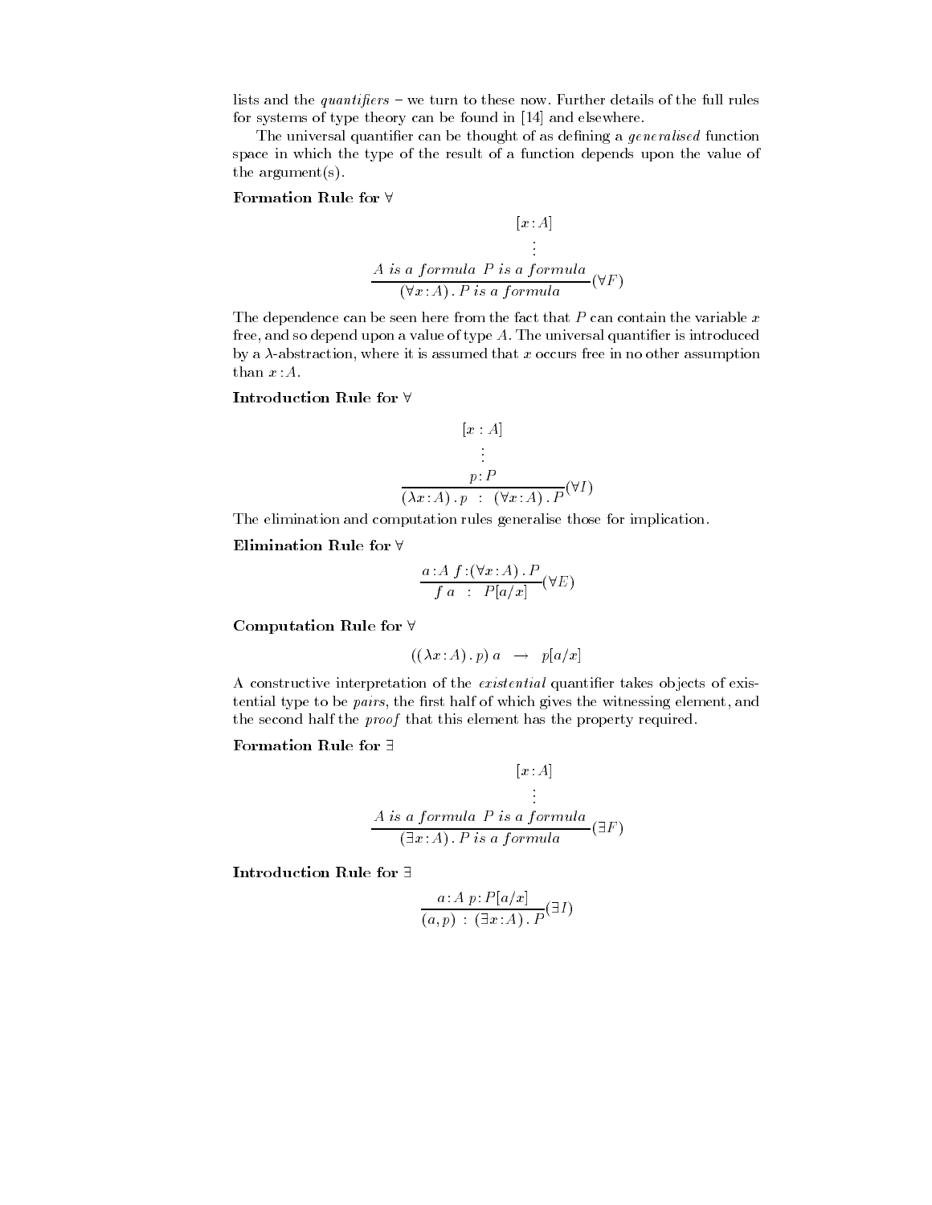lists and the *quantifiers* – we turn to these now. Further details of the full rules for systems of type theory can be found in [14] and elsewhere.

The universal quantifier can be thought of as defining a *generalised* function space in which the type of the result of a function depends upon the value of the argument(s).

**Formation Rule for ∀**

$$\frac{A \text{ is a formula} \quad \begin{array}{c}[x:A] \\ \vdots \\ P \text{ is a formula}\end{array}}{(\forall x:A)\,.\,P \text{ is a formula}}(\forall F)$$

The dependence can be seen here from the fact that $P$ can contain the variable $x$ free, and so depend upon a value of type $A$. The universal quantifier is introduced by a $\lambda$-abstraction, where it is assumed that $x$ occurs free in no other assumption than $x:A$.

**Introduction Rule for ∀**

$$\frac{\begin{array}{c}[x:A] \\ \vdots \\ p:P\end{array}}{(\lambda x:A)\,.\,p \;:\; (\forall x:A)\,.\,P}(\forall I)$$

The elimination and computation rules generalise those for implication.

**Elimination Rule for ∀**

$$\frac{a:A \quad f:(\forall x:A)\,.\,P}{f\,a \;:\; P[a/x]}(\forall E)$$

**Computation Rule for ∀**

$$((\lambda x:A)\,.\,p)\,a \;\rightarrow\; p[a/x]$$

A constructive interpretation of the *existential* quantifier takes objects of existential type to be *pairs*, the first half of which gives the witnessing element, and the second half the *proof* that this element has the property required.

**Formation Rule for ∃**

$$\frac{A \text{ is a formula} \quad \begin{array}{c}[x:A] \\ \vdots \\ P \text{ is a formula}\end{array}}{(\exists x:A)\,.\,P \text{ is a formula}}(\exists F)$$

**Introduction Rule for ∃**

$$\frac{a:A \quad p:P[a/x]}{(a,p) \;:\; (\exists x:A)\,.\,P}(\exists I)$$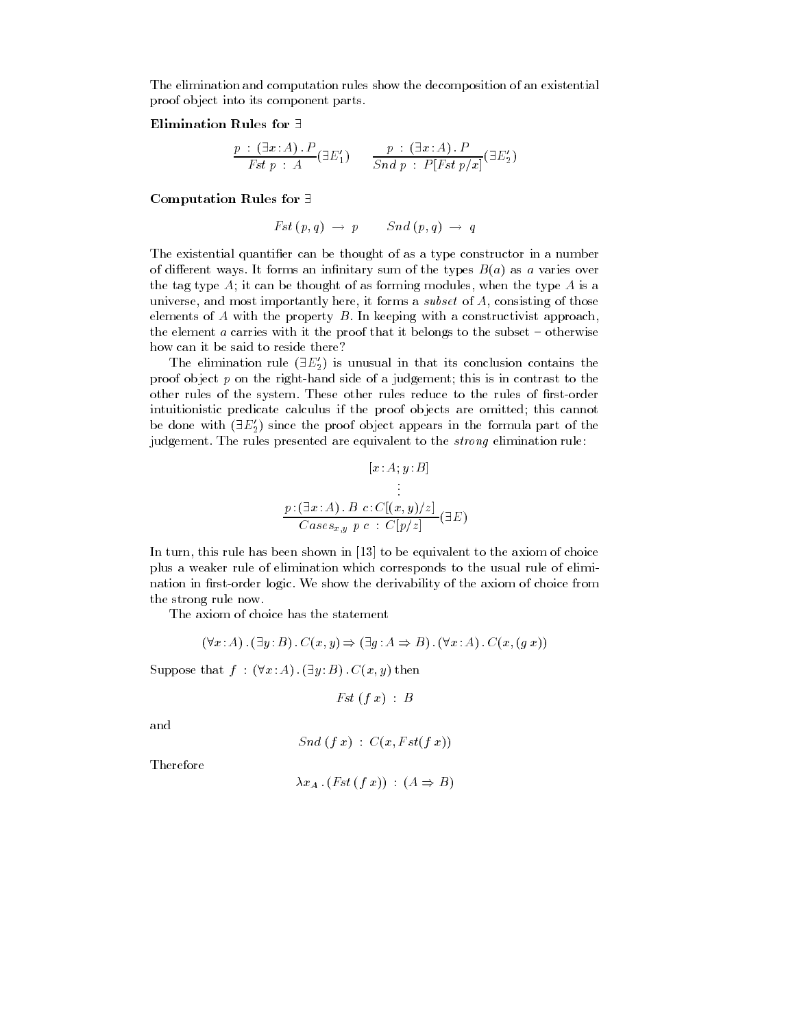The elimination and computation rules show the decomposition of an existential proof object into its component parts.

**Elimination Rules for $\exists$**

$$\frac{p \,:\, (\exists x\!:\!A)\,.\,P}{Fst\ p \,:\, A}(\exists E_1') \qquad \frac{p \,:\, (\exists x\!:\!A)\,.\,P}{Snd\ p \,:\, P[Fst\ p/x]}(\exists E_2')$$

**Computation Rules for $\exists$**

$$Fst\,(p,q) \,\rightarrow\, p \qquad Snd\,(p,q) \,\rightarrow\, q$$

The existential quantifier can be thought of as a type constructor in a number of different ways. It forms an infinitary sum of the types $B(a)$ as $a$ varies over the tag type $A$; it can be thought of as forming modules, when the type $A$ is a universe, and most importantly here, it forms a *subset* of $A$, consisting of those elements of $A$ with the property $B$. In keeping with a constructivist approach, the element $a$ carries with it the proof that it belongs to the subset – otherwise how can it be said to reside there?

The elimination rule $(\exists E_2')$ is unusual in that its conclusion contains the proof object $p$ on the right-hand side of a judgement; this is in contrast to the other rules of the system. These other rules reduce to the rules of first-order intuitionistic predicate calculus if the proof objects are omitted; this cannot be done with $(\exists E_2')$ since the proof object appears in the formula part of the judgement. The rules presented are equivalent to the *strong* elimination rule:

$$\frac{p\!:\!(\exists x\!:\!A)\,.\,B \quad \begin{matrix}[x\!:\!A;\,y\!:\!B]\\ \vdots \\ c\!:\!C[(x,y)/z]\end{matrix}}{Cases_{x,y}\ p\ c \,:\, C[p/z]}(\exists E)$$

In turn, this rule has been shown in [13] to be equivalent to the axiom of choice plus a weaker rule of elimination which corresponds to the usual rule of elimination in first-order logic. We show the derivability of the axiom of choice from the strong rule now.

The axiom of choice has the statement

$$(\forall x\!:\!A)\,.\,(\exists y\!:\!B)\,.\,C(x,y) \Rightarrow (\exists g\!:\!A \Rightarrow B)\,.\,(\forall x\!:\!A)\,.\,C(x,(g\ x))$$

Suppose that $f \,:\, (\forall x\!:\!A)\,.\,(\exists y\!:\!B)\,.\,C(x,y)$ then

$$Fst\ (f\ x) \,:\, B$$

and

$$Snd\ (f\ x) \,:\, C(x, Fst(f\ x))$$

Therefore

$$\lambda x_A\,.\,(Fst\ (f\ x)) \,:\, (A \Rightarrow B)$$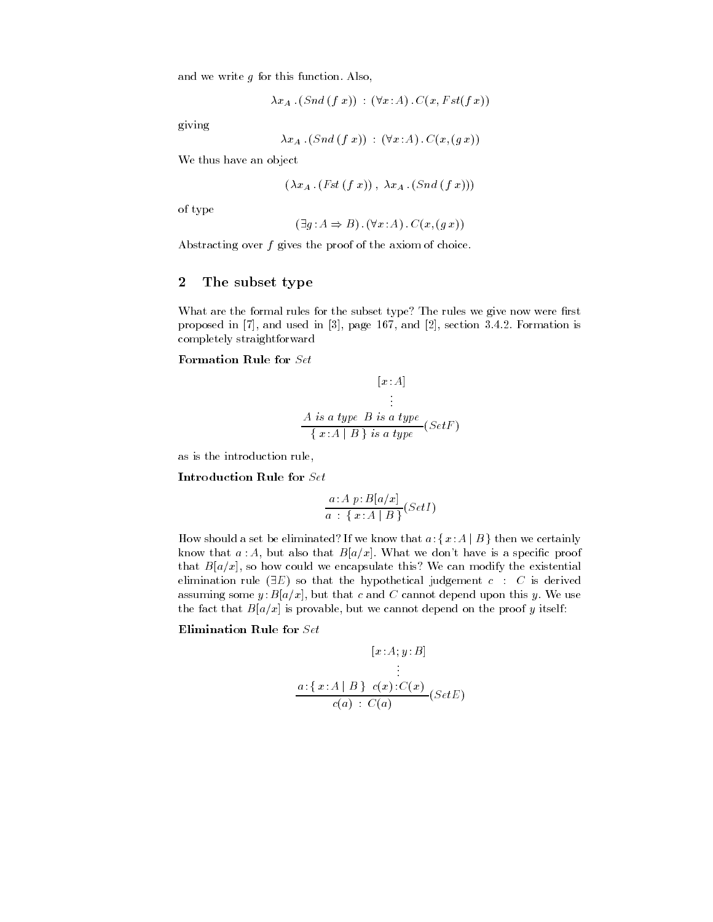and we write $g$ for this function. Also,

$$\lambda x_A \,.\, (Snd\,(f\,x)) \;:\; (\forall x\!:\!A)\,.\,C(x, Fst(f\,x))$$

giving

$$\lambda x_A \,.\, (Snd\,(f\,x)) \;:\; (\forall x\!:\!A)\,.\,C(x, (g\,x))$$

We thus have an object

$$(\lambda x_A \,.\, (Fst\,(f\,x))\,,\; \lambda x_A \,.\, (Snd\,(f\,x)))$$

of type

$$(\exists g\!:\!A \Rightarrow B)\,.\,(\forall x\!:\!A)\,.\,C(x, (g\,x))$$

Abstracting over $f$ gives the proof of the axiom of choice.

## 2 The subset type

What are the formal rules for the subset type? The rules we give now were first proposed in [7], and used in [3], page 167, and [2], section 3.4.2. Formation is completely straightforward

**Formation Rule for** *Set*

$$\frac{A \textit{ is a type} \quad \begin{array}{c}[x\!:\!A] \\ \vdots \\ B \textit{ is a type}\end{array}}{\{\, x\!:\!A \mid B \,\} \textit{ is a type}}(SetF)$$

as is the introduction rule,

**Introduction Rule for** *Set*

$$\frac{a\!:\!A \quad p\!:\!B[a/x]}{a \;:\; \{\, x\!:\!A \mid B \,\}}(SetI)$$

How should a set be eliminated? If we know that $a\!:\!\{\, x\!:\!A \mid B \,\}$ then we certainly know that $a\!:\!A$, but also that $B[a/x]$. What we don't have is a specific proof that $B[a/x]$, so how could we encapsulate this? We can modify the existential elimination rule ($\exists E$) so that the hypothetical judgement $c \;:\; C$ is derived assuming some $y\!:\!B[a/x]$, but that $c$ and $C$ cannot depend upon this $y$. We use the fact that $B[a/x]$ is provable, but we cannot depend on the proof $y$ itself:

**Elimination Rule for** *Set*

$$\frac{a\!:\!\{\, x\!:\!A \mid B \,\} \quad \begin{array}{c}[x\!:\!A;\, y\!:\!B] \\ \vdots \\ c(x)\!:\!C(x)\end{array}}{c(a) \;:\; C(a)}(SetE)$$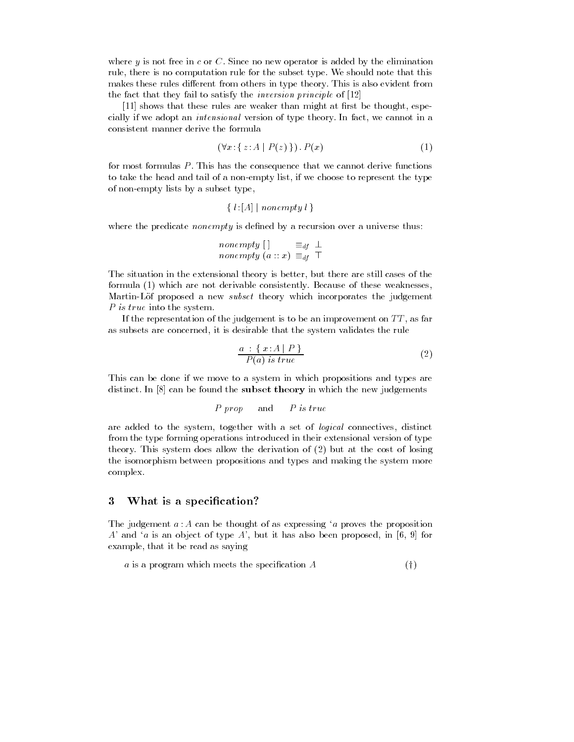where $y$ is not free in $c$ or $C$. Since no new operator is added by the elimination rule, there is no computation rule for the subset type. We should note that this makes these rules different from others in type theory. This is also evident from the fact that they fail to satisfy the *inversion principle* of [12]

[11] shows that these rules are weaker than might at first be thought, especially if we adopt an *intensional* version of type theory. In fact, we cannot in a consistent manner derive the formula

$$(\forall x : \{ z : A \mid P(z) \}) \,.\, P(x) \tag{1}$$

for most formulas $P$. This has the consequence that we cannot derive functions to take the head and tail of a non-empty list, if we choose to represent the type of non-empty lists by a subset type,

$$\{ \, l : [A] \mid \textit{nonempty}\; l \, \}$$

where the predicate *nonempty* is defined by a recursion over a universe thus:

$$\begin{array}{lll} \textit{nonempty}\;[\,] & \equiv_{df} & \bot \\ \textit{nonempty}\;(a :: x) & \equiv_{df} & \top \end{array}$$

The situation in the extensional theory is better, but there are still cases of the formula (1) which are not derivable consistently. Because of these weaknesses, Martin-Löf proposed a new *subset* theory which incorporates the judgement *P is true* into the system.

If the representation of the judgement is to be an improvement on $TT$, as far as subsets are concerned, it is desirable that the system validates the rule

$$\frac{a \;:\; \{ \, x : A \mid P \, \}}{P(a) \textit{ is true}} \tag{2}$$

This can be done if we move to a system in which propositions and types are distinct. In [8] can be found the **subset theory** in which the new judgements

$$P \textit{ prop} \qquad \text{and} \qquad P \textit{ is true}$$

are added to the system, together with a set of *logical* connectives, distinct from the type forming operations introduced in their extensional version of type theory. This system does allow the derivation of (2) but at the cost of losing the isomorphism between propositions and types and making the system more complex.

## 3 What is a specification?

The judgement $a : A$ can be thought of as expressing '$a$ proves the proposition $A$' and '$a$ is an object of type $A$', but it has also been proposed, in [6, 9] for example, that it be read as saying

$a$ is a program which meets the specification $A$ $\qquad\qquad\qquad\qquad$ (†)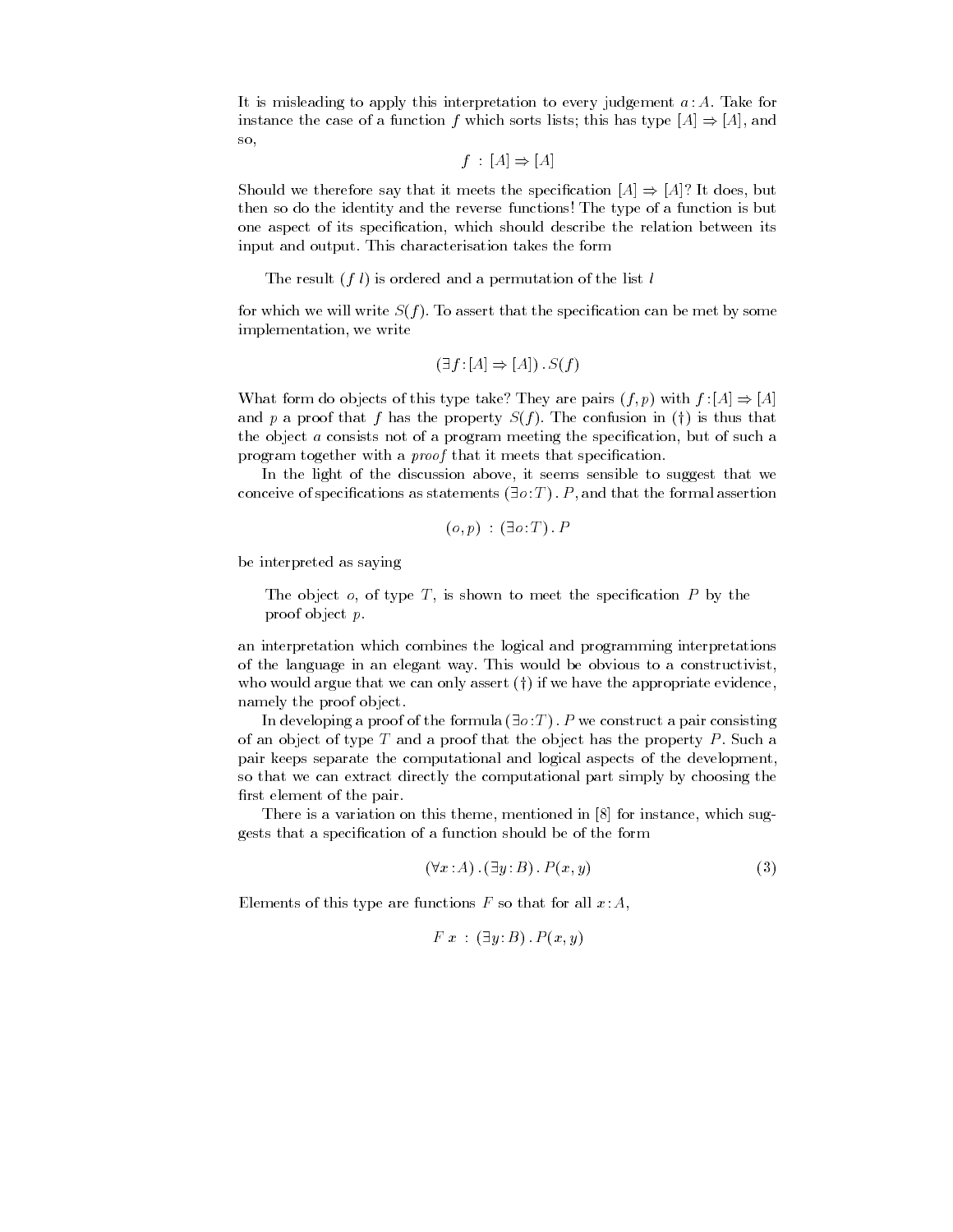It is misleading to apply this interpretation to every judgement $a : A$. Take for instance the case of a function $f$ which sorts lists; this has type $[A] \Rightarrow [A]$, and so,

$$f \; : \; [A] \Rightarrow [A]$$

Should we therefore say that it meets the specification $[A] \Rightarrow [A]$? It does, but then so do the identity and the reverse functions! The type of a function is but one aspect of its specification, which should describe the relation between its input and output. This characterisation takes the form

> The result $(f\ l)$ is ordered and a permutation of the list $l$

for which we will write $S(f)$. To assert that the specification can be met by some implementation, we write

$$(\exists f : [A] \Rightarrow [A]) \,.\, S(f)$$

What form do objects of this type take? They are pairs $(f, p)$ with $f : [A] \Rightarrow [A]$ and $p$ a proof that $f$ has the property $S(f)$. The confusion in (†) is thus that the object $a$ consists not of a program meeting the specification, but of such a program together with a *proof* that it meets that specification.

In the light of the discussion above, it seems sensible to suggest that we conceive of specifications as statements $(\exists o : T) \,.\, P$, and that the formal assertion

$$(o, p) \; : \; (\exists o : T) \,.\, P$$

be interpreted as saying

> The object $o$, of type $T$, is shown to meet the specification $P$ by the proof object $p$.

an interpretation which combines the logical and programming interpretations of the language in an elegant way. This would be obvious to a constructivist, who would argue that we can only assert (†) if we have the appropriate evidence, namely the proof object.

In developing a proof of the formula $(\exists o : T) \,.\, P$ we construct a pair consisting of an object of type $T$ and a proof that the object has the property $P$. Such a pair keeps separate the computational and logical aspects of the development, so that we can extract directly the computational part simply by choosing the first element of the pair.

There is a variation on this theme, mentioned in [8] for instance, which suggests that a specification of a function should be of the form

$$(\forall x : A) \,.\, (\exists y : B) \,.\, P(x, y) \tag{3}$$

Elements of this type are functions $F$ so that for all $x : A$,

$$F\ x \; : \; (\exists y : B) \,.\, P(x, y)$$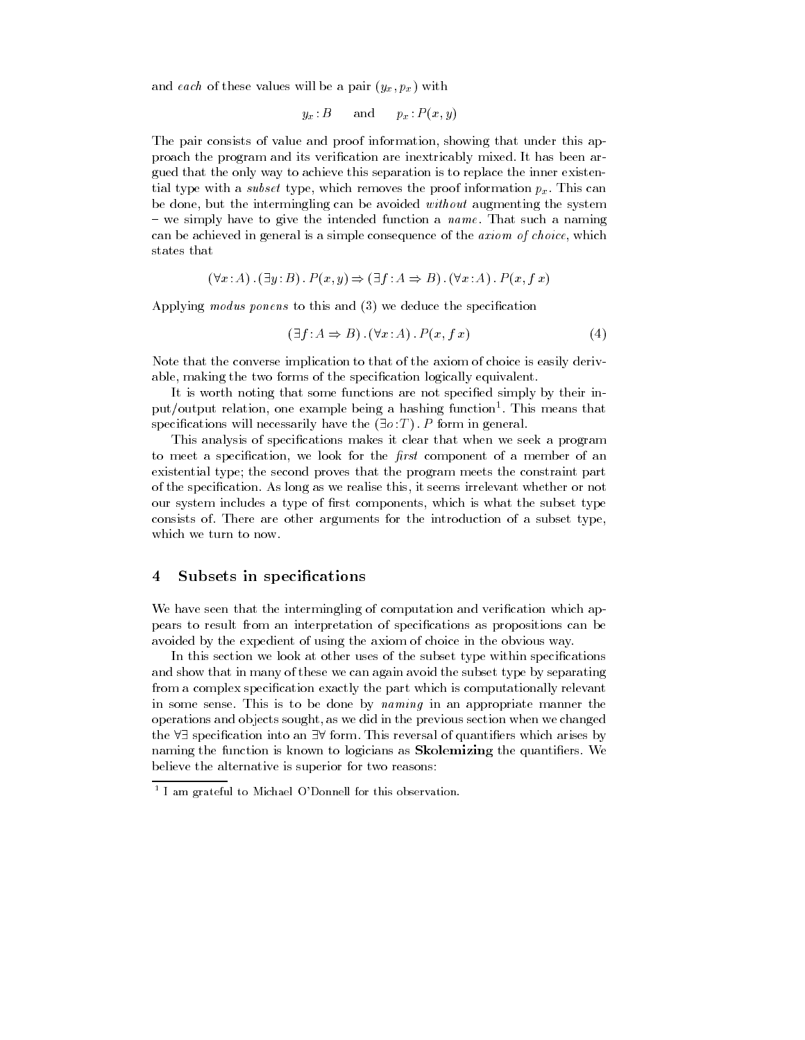and *each* of these values will be a pair $(y_x, p_x)$ with

$$y_x : B \qquad \text{and} \qquad p_x : P(x, y)$$

The pair consists of value and proof information, showing that under this approach the program and its verification are inextricably mixed. It has been argued that the only way to achieve this separation is to replace the inner existential type with a *subset* type, which removes the proof information $p_x$. This can be done, but the intermingling can be avoided *without* augmenting the system – we simply have to give the intended function a *name*. That such a naming can be achieved in general is a simple consequence of the *axiom of choice*, which states that

$$(\forall x : A) \, . \, (\exists y : B) \, . \, P(x, y) \Rightarrow (\exists f : A \Rightarrow B) \, . \, (\forall x : A) \, . \, P(x, f\, x)$$

Applying *modus ponens* to this and (3) we deduce the specification

$$(\exists f : A \Rightarrow B) \, . \, (\forall x : A) \, . \, P(x, f\, x) \tag{4}$$

Note that the converse implication to that of the axiom of choice is easily derivable, making the two forms of the specification logically equivalent.

It is worth noting that some functions are not specified simply by their input/output relation, one example being a hashing function[1]. This means that specifications will necessarily have the $(\exists o : T) \, . \, P$ form in general.

This analysis of specifications makes it clear that when we seek a program to meet a specification, we look for the *first* component of a member of an existential type; the second proves that the program meets the constraint part of the specification. As long as we realise this, it seems irrelevant whether or not our system includes a type of first components, which is what the subset type consists of. There are other arguments for the introduction of a subset type, which we turn to now.

## 4 Subsets in specifications

We have seen that the intermingling of computation and verification which appears to result from an interpretation of specifications as propositions can be avoided by the expedient of using the axiom of choice in the obvious way.

In this section we look at other uses of the subset type within specifications and show that in many of these we can again avoid the subset type by separating from a complex specification exactly the part which is computationally relevant in some sense. This is to be done by *naming* in an appropriate manner the operations and objects sought, as we did in the previous section when we changed the $\forall\exists$ specification into an $\exists\forall$ form. This reversal of quantifiers which arises by naming the function is known to logicians as **Skolemizing** the quantifiers. We believe the alternative is superior for two reasons:

[1] I am grateful to Michael O'Donnell for this observation.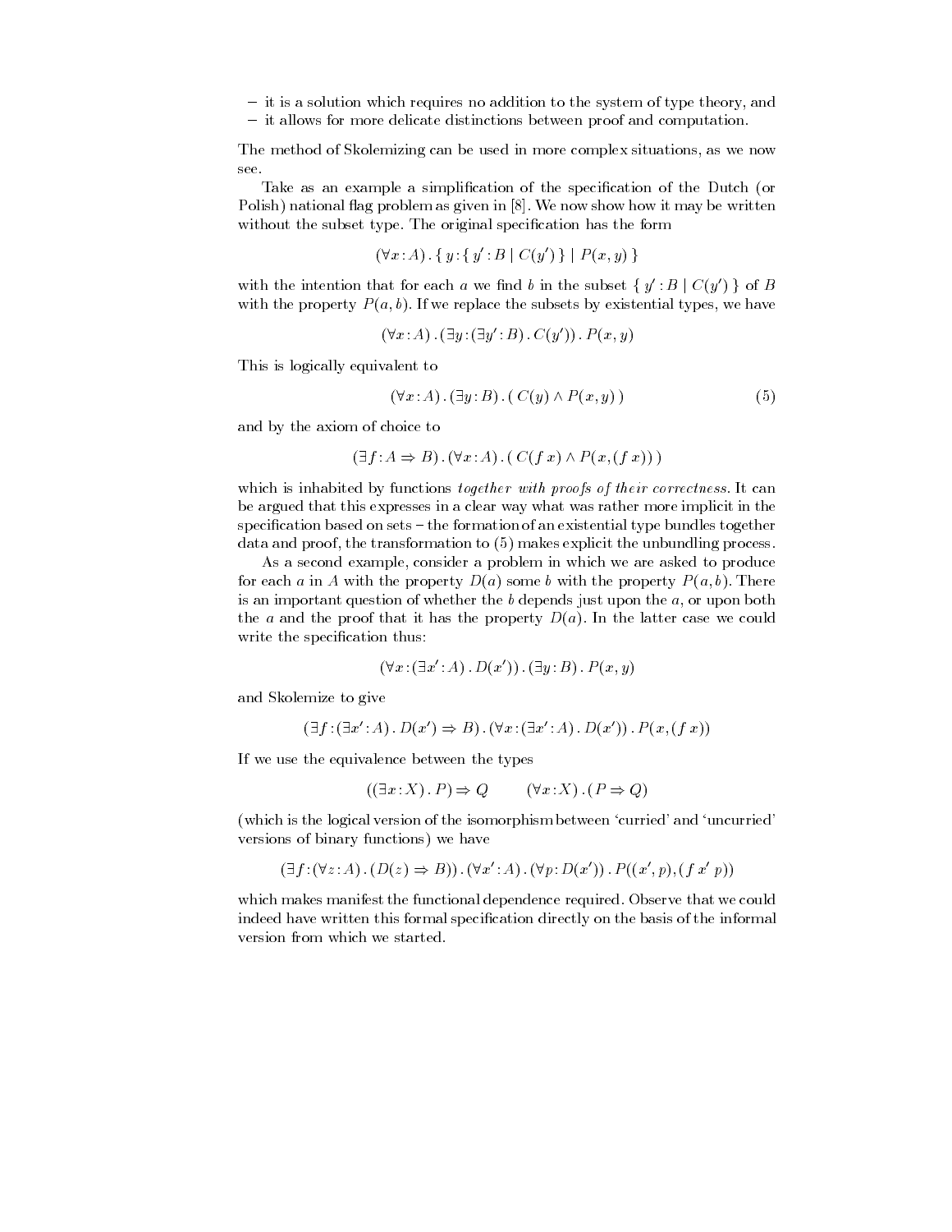- it is a solution which requires no addition to the system of type theory, and
- it allows for more delicate distinctions between proof and computation.

The method of Skolemizing can be used in more complex situations, as we now see.

Take as an example a simplification of the specification of the Dutch (or Polish) national flag problem as given in [8]. We now show how it may be written without the subset type. The original specification has the form

$$(\forall x : A) . \{ \, y : \{ \, y' : B \mid C(y') \, \} \mid P(x, y) \, \}$$

with the intention that for each $a$ we find $b$ in the subset $\{ \, y' : B \mid C(y') \, \}$ of $B$ with the property $P(a, b)$. If we replace the subsets by existential types, we have

$$(\forall x : A) . (\exists y : (\exists y' : B) . C(y')) . P(x, y)$$

This is logically equivalent to

$$(\forall x : A) . (\exists y : B) . ( \, C(y) \wedge P(x, y) \, ) \tag{5}$$

and by the axiom of choice to

$$(\exists f : A \Rightarrow B) . (\forall x : A) . ( \, C(f \; x) \wedge P(x, (f \; x)) \, )$$

which is inhabited by functions *together with proofs of their correctness*. It can be argued that this expresses in a clear way what was rather more implicit in the specification based on sets – the formation of an existential type bundles together data and proof, the transformation to (5) makes explicit the unbundling process.

As a second example, consider a problem in which we are asked to produce for each $a$ in $A$ with the property $D(a)$ some $b$ with the property $P(a, b)$. There is an important question of whether the $b$ depends just upon the $a$, or upon both the $a$ and the proof that it has the property $D(a)$. In the latter case we could write the specification thus:

$$(\forall x : (\exists x' : A) . D(x')) . (\exists y : B) . P(x, y)$$

and Skolemize to give

$$(\exists f : (\exists x' : A) . D(x') \Rightarrow B) . (\forall x : (\exists x' : A) . D(x')) . P(x, (f \; x))$$

If we use the equivalence between the types

$$((\exists x : X) . P) \Rightarrow Q \qquad (\forall x : X) . (P \Rightarrow Q)$$

(which is the logical version of the isomorphism between 'curried' and 'uncurried' versions of binary functions) we have

$$(\exists f : (\forall z : A) . (D(z) \Rightarrow B)) . (\forall x' : A) . (\forall p : D(x')) . P((x', p), (f \; x' \; p))$$

which makes manifest the functional dependence required. Observe that we could indeed have written this formal specification directly on the basis of the informal version from which we started.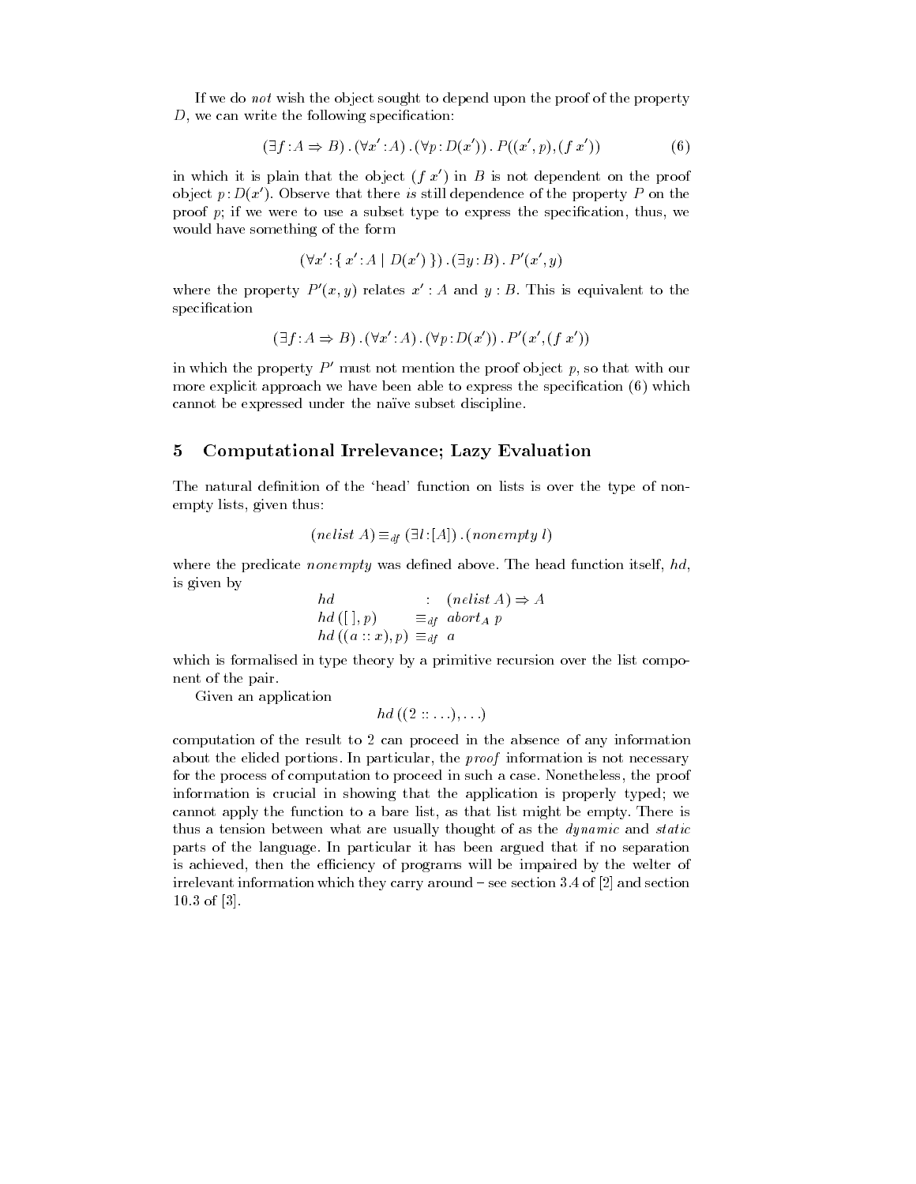If we do *not* wish the object sought to depend upon the proof of the property $D$, we can write the following specification:

$$(\exists f : A \Rightarrow B) \,.\, (\forall x' : A) \,.\, (\forall p : D(x')) \,.\, P((x', p), (f\ x')) \tag{6}$$

in which it is plain that the object $(f\ x')$ in $B$ is not dependent on the proof object $p : D(x')$. Observe that there *is* still dependence of the property $P$ on the proof $p$; if we were to use a subset type to express the specification, thus, we would have something of the form

$$(\forall x' : \{\, x' : A \mid D(x') \,\}) \,.\, (\exists y : B) \,.\, P'(x', y)$$

where the property $P'(x, y)$ relates $x' : A$ and $y : B$. This is equivalent to the specification

$$(\exists f : A \Rightarrow B) \,.\, (\forall x' : A) \,.\, (\forall p : D(x')) \,.\, P'(x', (f\ x'))$$

in which the property $P'$ must not mention the proof object $p$, so that with our more explicit approach we have been able to express the specification (6) which cannot be expressed under the naïve subset discipline.

## 5 Computational Irrelevance; Lazy Evaluation

The natural definition of the 'head' function on lists is over the type of non-empty lists, given thus:

$$(\mathit{nelist}\ A) \equiv_{df} (\exists l : [A]) \,.\, (\mathit{nonempty}\ l)$$

where the predicate *nonempty* was defined above. The head function itself, *hd*, is given by

$$\begin{array}{lll} hd & : & (\mathit{nelist}\ A) \Rightarrow A \\ hd\ ([\,], p) & \equiv_{df} & \mathit{abort}_A\ p \\ hd\ ((a :: x), p) & \equiv_{df} & a \end{array}$$

which is formalised in type theory by a primitive recursion over the list component of the pair.

Given an application

$$hd\ ((2 :: \ldots), \ldots)$$

computation of the result to 2 can proceed in the absence of any information about the elided portions. In particular, the *proof* information is not necessary for the process of computation to proceed in such a case. Nonetheless, the proof information is crucial in showing that the application is properly typed; we cannot apply the function to a bare list, as that list might be empty. There is thus a tension between what are usually thought of as the *dynamic* and *static* parts of the language. In particular it has been argued that if no separation is achieved, then the efficiency of programs will be impaired by the welter of irrelevant information which they carry around – see section 3.4 of [2] and section 10.3 of [3].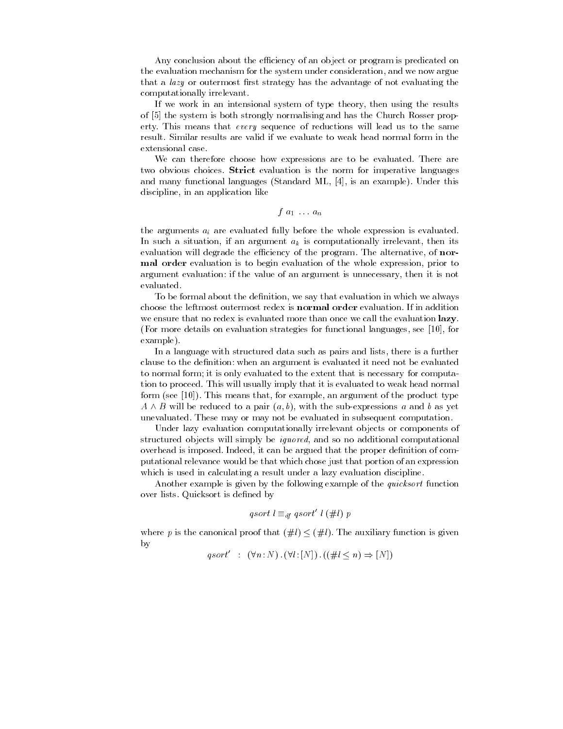Any conclusion about the efficiency of an object or program is predicated on the evaluation mechanism for the system under consideration, and we now argue that a *lazy* or outermost first strategy has the advantage of not evaluating the computationally irrelevant.

If we work in an intensional system of type theory, then using the results of [5] the system is both strongly normalising and has the Church Rosser property. This means that *every* sequence of reductions will lead us to the same result. Similar results are valid if we evaluate to weak head normal form in the extensional case.

We can therefore choose how expressions are to be evaluated. There are two obvious choices. **Strict** evaluation is the norm for imperative languages and many functional languages (Standard ML, [4], is an example). Under this discipline, in an application like

$$f\ a_1\ \ldots\ a_n$$

the arguments $a_i$ are evaluated fully before the whole expression is evaluated. In such a situation, if an argument $a_k$ is computationally irrelevant, then its evaluation will degrade the efficiency of the program. The alternative, of **normal order** evaluation is to begin evaluation of the whole expression, prior to argument evaluation: if the value of an argument is unnecessary, then it is not evaluated.

To be formal about the definition, we say that evaluation in which we always choose the leftmost outermost redex is **normal order** evaluation. If in addition we ensure that no redex is evaluated more than once we call the evaluation **lazy**. (For more details on evaluation strategies for functional languages, see [10], for example).

In a language with structured data such as pairs and lists, there is a further clause to the definition: when an argument is evaluated it need not be evaluated to normal form; it is only evaluated to the extent that is necessary for computation to proceed. This will usually imply that it is evaluated to weak head normal form (see [10]). This means that, for example, an argument of the product type $A \wedge B$ will be reduced to a pair $(a, b)$, with the sub-expressions $a$ and $b$ as yet unevaluated. These may or may not be evaluated in subsequent computation.

Under lazy evaluation computationally irrelevant objects or components of structured objects will simply be *ignored*, and so no additional computational overhead is imposed. Indeed, it can be argued that the proper definition of computational relevance would be that which chose just that portion of an expression which is used in calculating a result under a lazy evaluation discipline.

Another example is given by the following example of the *quicksort* function over lists. Quicksort is defined by

$$qsort\ l \equiv_{df} qsort'\ l\ (\#l)\ p$$

where $p$ is the canonical proof that $(\#l) \leq (\#l)$. The auxiliary function is given by

$$qsort' \;\;:\;\; (\forall n : N) \, . \, (\forall l : [N]) \, . \, ((\#l \leq n) \Rightarrow [N])$$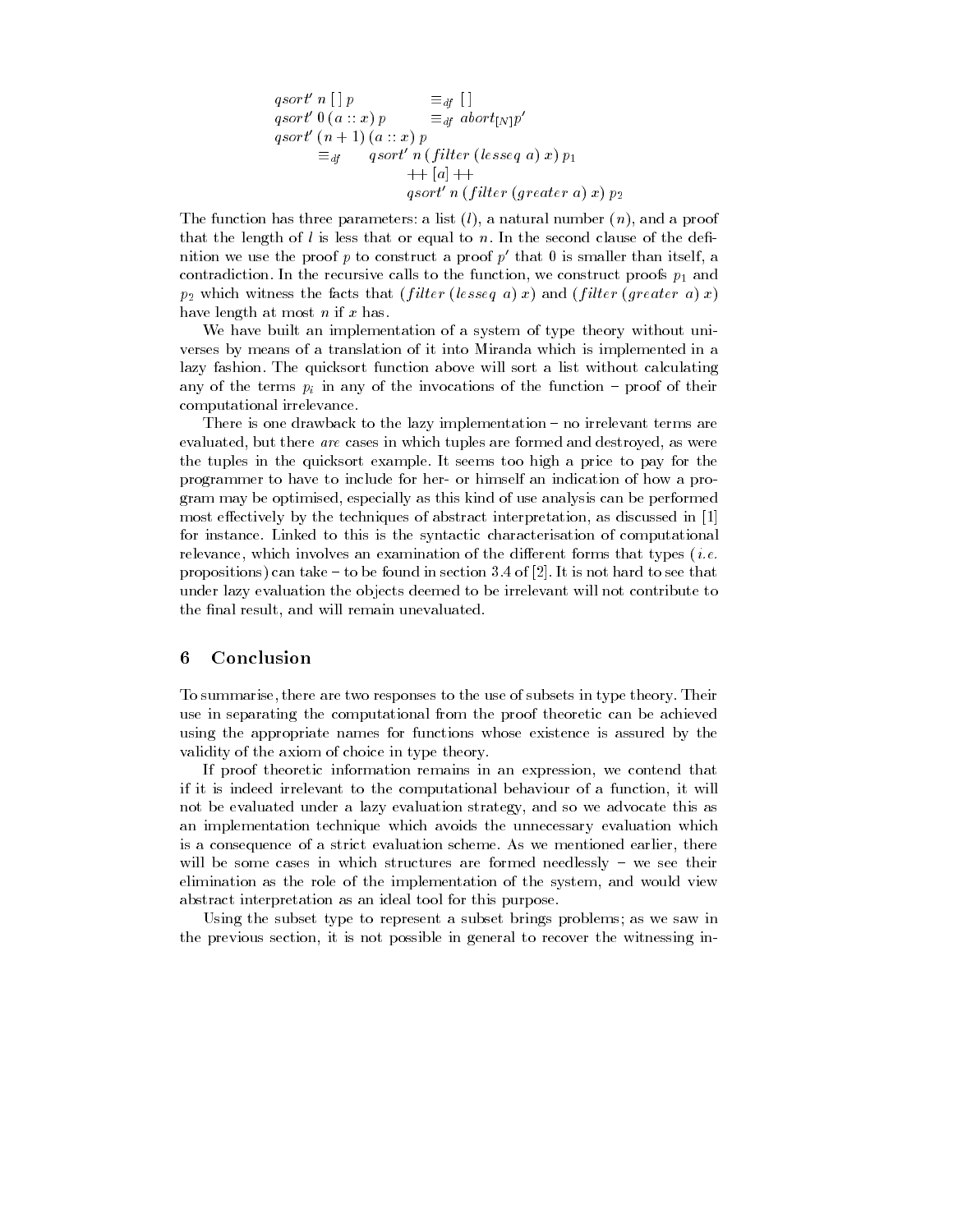$$
\begin{aligned}
&qsort'\ n\ [\,]\ p &&\equiv_{df}\ [\,] \\
&qsort'\ 0\ (a :: x)\ p &&\equiv_{df}\ abort_{[N]} p' \\
&qsort'\ (n+1)\ (a :: x)\ p && \\
&\qquad \equiv_{df} \quad qsort'\ n\ (filter\ (lesseq\ a)\ x)\ p_1 && \\
&\qquad\qquad\qquad ++\ [a]\ ++ && \\
&\qquad\qquad\qquad qsort'\ n\ (filter\ (greater\ a)\ x)\ p_2 &&
\end{aligned}
$$

The function has three parameters: a list ($l$), a natural number ($n$), and a proof that the length of $l$ is less that or equal to $n$. In the second clause of the definition we use the proof $p$ to construct a proof $p'$ that 0 is smaller than itself, a contradiction. In the recursive calls to the function, we construct proofs $p_1$ and $p_2$ which witness the facts that $(filter\ (lesseq\ a)\ x)$ and $(filter\ (greater\ a)\ x)$ have length at most $n$ if $x$ has.

We have built an implementation of a system of type theory without universes by means of a translation of it into Miranda which is implemented in a lazy fashion. The quicksort function above will sort a list without calculating any of the terms $p_i$ in any of the invocations of the function – proof of their computational irrelevance.

There is one drawback to the lazy implementation – no irrelevant terms are evaluated, but there *are* cases in which tuples are formed and destroyed, as were the tuples in the quicksort example. It seems too high a price to pay for the programmer to have to include for her- or himself an indication of how a program may be optimised, especially as this kind of use analysis can be performed most effectively by the techniques of abstract interpretation, as discussed in [1] for instance. Linked to this is the syntactic characterisation of computational relevance, which involves an examination of the different forms that types (*i.e.* propositions) can take – to be found in section 3.4 of [2]. It is not hard to see that under lazy evaluation the objects deemed to be irrelevant will not contribute to the final result, and will remain unevaluated.

## 6 Conclusion

To summarise, there are two responses to the use of subsets in type theory. Their use in separating the computational from the proof theoretic can be achieved using the appropriate names for functions whose existence is assured by the validity of the axiom of choice in type theory.

If proof theoretic information remains in an expression, we contend that if it is indeed irrelevant to the computational behaviour of a function, it will not be evaluated under a lazy evaluation strategy, and so we advocate this as an implementation technique which avoids the unnecessary evaluation which is a consequence of a strict evaluation scheme. As we mentioned earlier, there will be some cases in which structures are formed needlessly – we see their elimination as the role of the implementation of the system, and would view abstract interpretation as an ideal tool for this purpose.

Using the subset type to represent a subset brings problems; as we saw in the previous section, it is not possible in general to recover the witnessing in-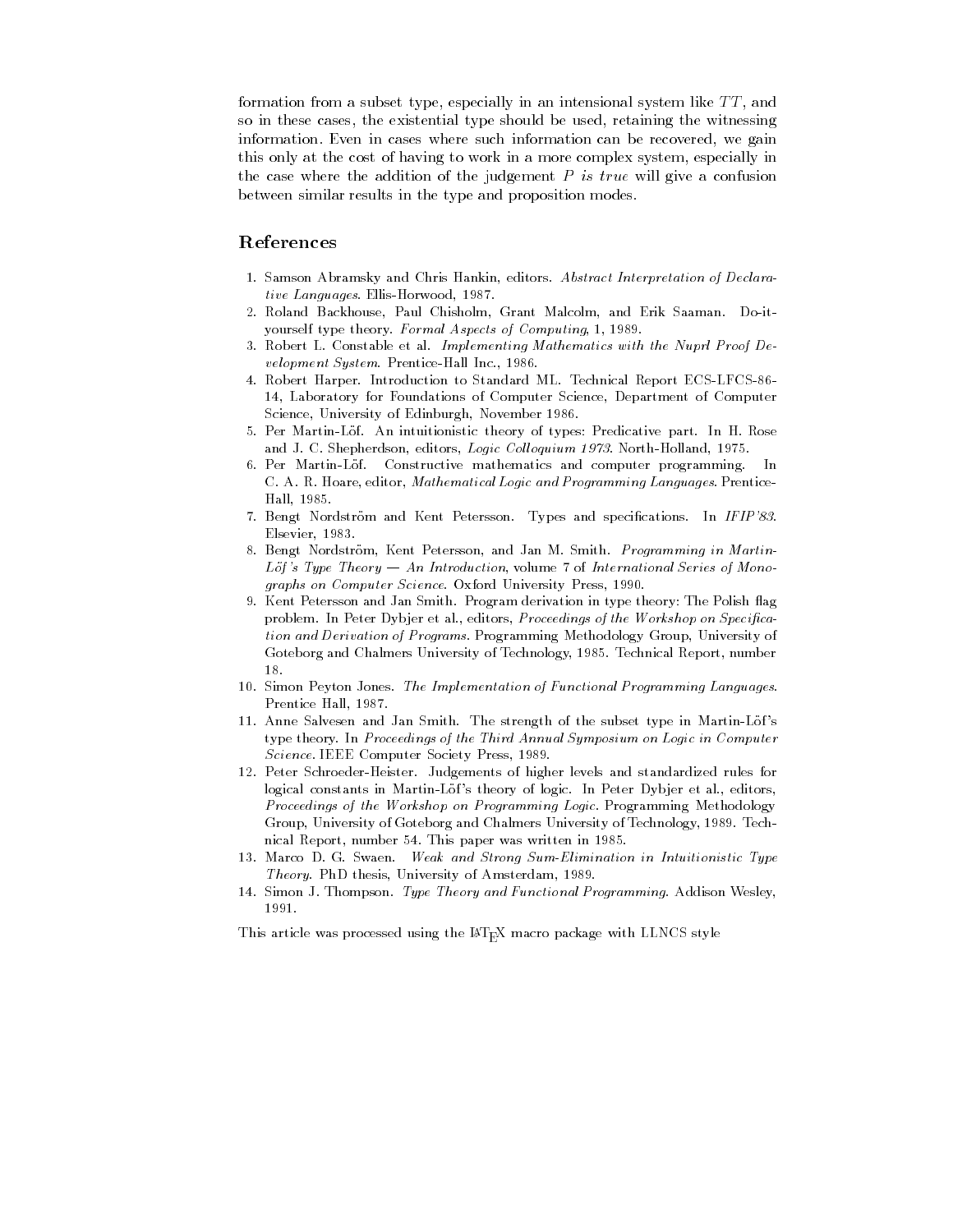formation from a subset type, especially in an intensional system like $TT$, and so in these cases, the existential type should be used, retaining the witnessing information. Even in cases where such information can be recovered, we gain this only at the cost of having to work in a more complex system, especially in the case where the addition of the judgement $P$ *is true* will give a confusion between similar results in the type and proposition modes.

## References

1. Samson Abramsky and Chris Hankin, editors. *Abstract Interpretation of Declarative Languages*. Ellis-Horwood, 1987.
2. Roland Backhouse, Paul Chisholm, Grant Malcolm, and Erik Saaman. Do-it-yourself type theory. *Formal Aspects of Computing*, 1, 1989.
3. Robert L. Constable et al. *Implementing Mathematics with the Nuprl Proof Development System*. Prentice-Hall Inc., 1986.
4. Robert Harper. Introduction to Standard ML. Technical Report ECS-LFCS-86-14, Laboratory for Foundations of Computer Science, Department of Computer Science, University of Edinburgh, November 1986.
5. Per Martin-Löf. An intuitionistic theory of types: Predicative part. In H. Rose and J. C. Shepherdson, editors, *Logic Colloquium 1973*. North-Holland, 1975.
6. Per Martin-Löf. Constructive mathematics and computer programming. In C. A. R. Hoare, editor, *Mathematical Logic and Programming Languages*. Prentice-Hall, 1985.
7. Bengt Nordström and Kent Petersson. Types and specifications. In *IFIP'83*. Elsevier, 1983.
8. Bengt Nordström, Kent Petersson, and Jan M. Smith. *Programming in Martin-Löf's Type Theory — An Introduction*, volume 7 of *International Series of Monographs on Computer Science*. Oxford University Press, 1990.
9. Kent Petersson and Jan Smith. Program derivation in type theory: The Polish flag problem. In Peter Dybjer et al., editors, *Proceedings of the Workshop on Specification and Derivation of Programs*. Programming Methodology Group, University of Goteborg and Chalmers University of Technology, 1985. Technical Report, number 18.
10. Simon Peyton Jones. *The Implementation of Functional Programming Languages*. Prentice Hall, 1987.
11. Anne Salvesen and Jan Smith. The strength of the subset type in Martin-Löf's type theory. In *Proceedings of the Third Annual Symposium on Logic in Computer Science*. IEEE Computer Society Press, 1989.
12. Peter Schroeder-Heister. Judgements of higher levels and standardized rules for logical constants in Martin-Löf's theory of logic. In Peter Dybjer et al., editors, *Proceedings of the Workshop on Programming Logic*. Programming Methodology Group, University of Goteborg and Chalmers University of Technology, 1989. Technical Report, number 54. This paper was written in 1985.
13. Marco D. G. Swaen. *Weak and Strong Sum-Elimination in Intuitionistic Type Theory*. PhD thesis, University of Amsterdam, 1989.
14. Simon J. Thompson. *Type Theory and Functional Programming*. Addison Wesley, 1991.

This article was processed using the LaTeX macro package with LLNCS style